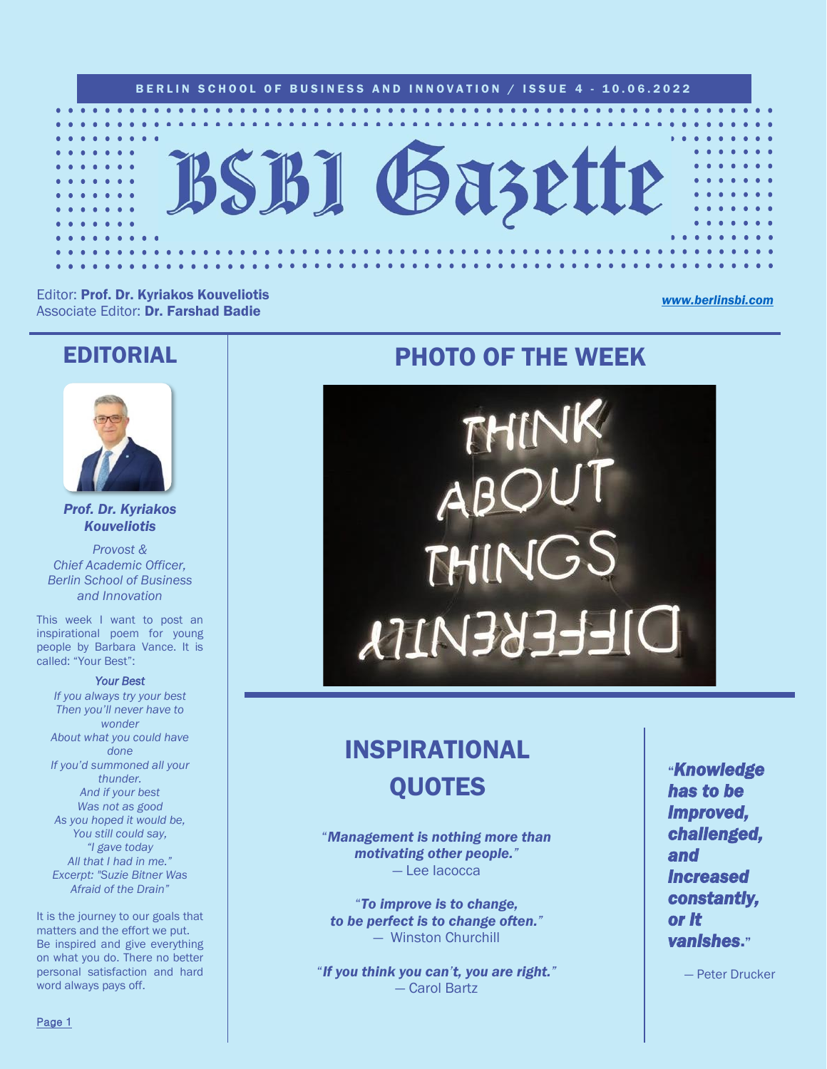BERLIN SCHOOL OF BUSINESS AND INNOVATION / ISSUE 4 - 10.06.2022

# BSBI Gazette

Editor: **Prof. Dr. Kyriakos Kouveliotis**
Associate Editor: **Dr. Farshad Badie**

*www.berlinsbi.com*

## EDITORIAL

***Prof. Dr. Kyriakos Kouveliotis***

*Provost &*
*Chief Academic Officer,*
*Berlin School of Business and Innovation*

This week I want to post an inspirational poem for young people by Barbara Vance. It is called: "Your Best":

***Your Best***

*If you always try your best*
*Then you'll never have to wonder*
*About what you could have done*
*If you'd summoned all your thunder.*
*And if your best*
*Was not as good*
*As you hoped it would be,*
*You still could say,*
*"I gave today*
*All that I had in me."*
*Excerpt: "Suzie Bitner Was Afraid of the Drain"*

It is the journey to our goals that matters and the effort we put. Be inspired and give everything on what you do. There no better personal satisfaction and hard word always pays off.

## PHOTO OF THE WEEK

## INSPIRATIONAL QUOTES

"***Management is nothing more than motivating other people.***"
— Lee Iacocca

"***To improve is to change, to be perfect is to change often.***"
— Winston Churchill

"***If you think you can't, you are right.***"
— Carol Bartz

"***Knowledge has to be Improved, challenged, and Increased constantly, or It vanIshes.***"

— Peter Drucker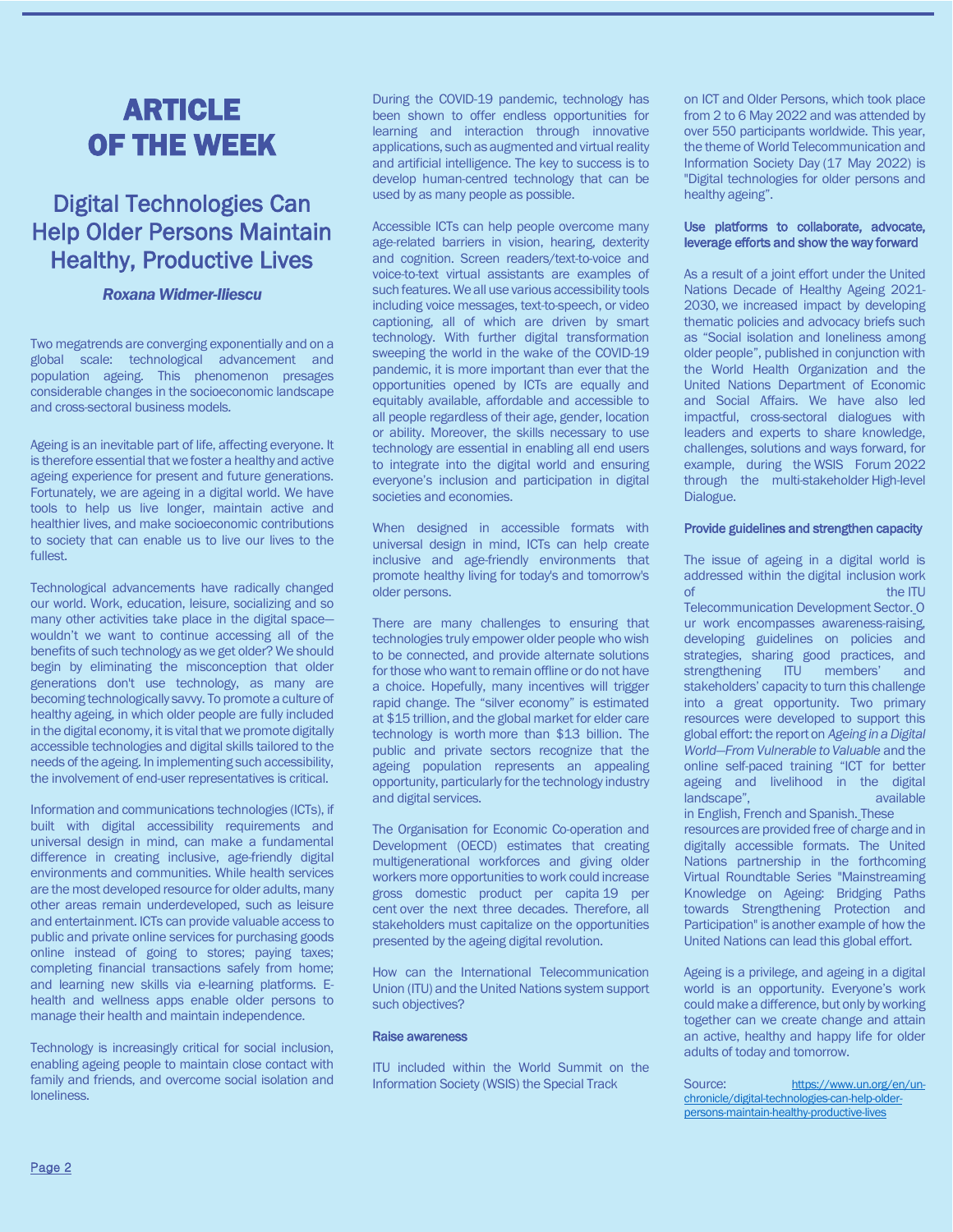# ARTICLE OF THE WEEK

## Digital Technologies Can Help Older Persons Maintain Healthy, Productive Lives

***Roxana Widmer-Iliescu***

Two megatrends are converging exponentially and on a global scale: technological advancement and population ageing. This phenomenon presages considerable changes in the socioeconomic landscape and cross-sectoral business models.

Ageing is an inevitable part of life, affecting everyone. It is therefore essential that we foster a healthy and active ageing experience for present and future generations. Fortunately, we are ageing in a digital world. We have tools to help us live longer, maintain active and healthier lives, and make socioeconomic contributions to society that can enable us to live our lives to the fullest.

Technological advancements have radically changed our world. Work, education, leisure, socializing and so many other activities take place in the digital space—wouldn't we want to continue accessing all of the benefits of such technology as we get older? We should begin by eliminating the misconception that older generations don't use technology, as many are becoming technologically savvy. To promote a culture of healthy ageing, in which older people are fully included in the digital economy, it is vital that we promote digitally accessible technologies and digital skills tailored to the needs of the ageing. In implementing such accessibility, the involvement of end-user representatives is critical.

Information and communications technologies (ICTs), if built with digital accessibility requirements and universal design in mind, can make a fundamental difference in creating inclusive, age-friendly digital environments and communities. While health services are the most developed resource for older adults, many other areas remain underdeveloped, such as leisure and entertainment. ICTs can provide valuable access to public and private online services for purchasing goods online instead of going to stores; paying taxes; completing financial transactions safely from home; and learning new skills via e-learning platforms. E-health and wellness apps enable older persons to manage their health and maintain independence.

Technology is increasingly critical for social inclusion, enabling ageing people to maintain close contact with family and friends, and overcome social isolation and loneliness.

During the COVID-19 pandemic, technology has been shown to offer endless opportunities for learning and interaction through innovative applications, such as augmented and virtual reality and artificial intelligence. The key to success is to develop human-centred technology that can be used by as many people as possible.

Accessible ICTs can help people overcome many age-related barriers in vision, hearing, dexterity and cognition. Screen readers/text-to-voice and voice-to-text virtual assistants are examples of such features. We all use various accessibility tools including voice messages, text-to-speech, or video captioning, all of which are driven by smart technology. With further digital transformation sweeping the world in the wake of the COVID-19 pandemic, it is more important than ever that the opportunities opened by ICTs are equally and equitably available, affordable and accessible to all people regardless of their age, gender, location or ability. Moreover, the skills necessary to use technology are essential in enabling all end users to integrate into the digital world and ensuring everyone's inclusion and participation in digital societies and economies.

When designed in accessible formats with universal design in mind, ICTs can help create inclusive and age-friendly environments that promote healthy living for today's and tomorrow's older persons.

There are many challenges to ensuring that technologies truly empower older people who wish to be connected, and provide alternate solutions for those who want to remain offline or do not have a choice. Hopefully, many incentives will trigger rapid change. The "silver economy" is estimated at $15 trillion, and the global market for elder care technology is worth more than $13 billion. The public and private sectors recognize that the ageing population represents an appealing opportunity, particularly for the technology industry and digital services.

The Organisation for Economic Co-operation and Development (OECD) estimates that creating multigenerational workforces and giving older workers more opportunities to work could increase gross domestic product per capita 19 per cent over the next three decades. Therefore, all stakeholders must capitalize on the opportunities presented by the ageing digital revolution.

How can the International Telecommunication Union (ITU) and the United Nations system support such objectives?

**Raise awareness**

ITU included within the World Summit on the Information Society (WSIS) the Special Track on ICT and Older Persons, which took place from 2 to 6 May 2022 and was attended by over 550 participants worldwide. This year, the theme of World Telecommunication and Information Society Day (17 May 2022) is "Digital technologies for older persons and healthy ageing".

**Use platforms to collaborate, advocate, leverage efforts and show the way forward**

As a result of a joint effort under the United Nations Decade of Healthy Ageing 2021-2030, we increased impact by developing thematic policies and advocacy briefs such as "Social isolation and loneliness among older people", published in conjunction with the World Health Organization and the United Nations Department of Economic and Social Affairs. We have also led impactful, cross-sectoral dialogues with leaders and experts to share knowledge, challenges, solutions and ways forward, for example, during the WSIS Forum 2022 through the multi-stakeholder High-level Dialogue.

**Provide guidelines and strengthen capacity**

The issue of ageing in a digital world is addressed within the digital inclusion work of the ITU Telecommunication Development Sector. Our work encompasses awareness-raising, developing guidelines on policies and strategies, sharing good practices, and strengthening ITU members' and stakeholders' capacity to turn this challenge into a great opportunity. Two primary resources were developed to support this global effort: the report on *Ageing in a Digital World—From Vulnerable to Valuable* and the online self-paced training "ICT for better ageing and livelihood in the digital landscape", available in English, French and Spanish. These resources are provided free of charge and in digitally accessible formats. The United Nations partnership in the forthcoming Virtual Roundtable Series "Mainstreaming Knowledge on Ageing: Bridging Paths towards Strengthening Protection and Participation" is another example of how the United Nations can lead this global effort.

Ageing is a privilege, and ageing in a digital world is an opportunity. Everyone's work could make a difference, but only by working together can we create change and attain an active, healthy and happy life for older adults of today and tomorrow.

Source: https://www.un.org/en/un-chronicle/digital-technologies-can-help-older-persons-maintain-healthy-productive-lives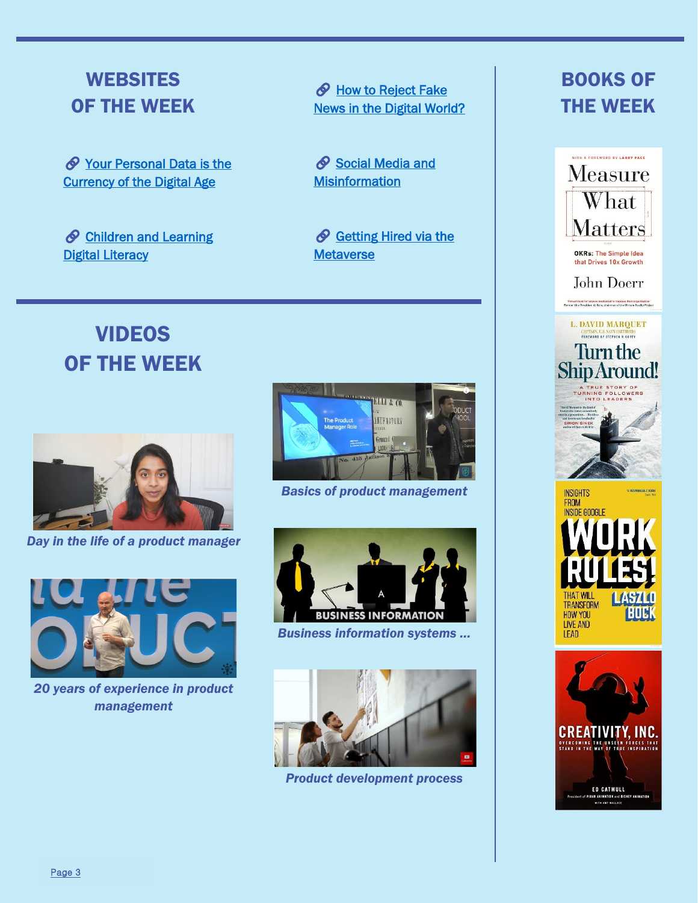## WEBSITES OF THE WEEK

- 🔗 Your Personal Data is the Currency of the Digital Age
- 🔗 Children and Learning Digital Literacy
- 🔗 How to Reject Fake News in the Digital World?
- 🔗 Social Media and Misinformation
- 🔗 Getting Hired via the Metaverse

## VIDEOS OF THE WEEK

*Day in the life of a product manager*

*20 years of experience in product management*

*Basics of product management*

*Business information systems ...*

*Product development process*

## BOOKS OF THE WEEK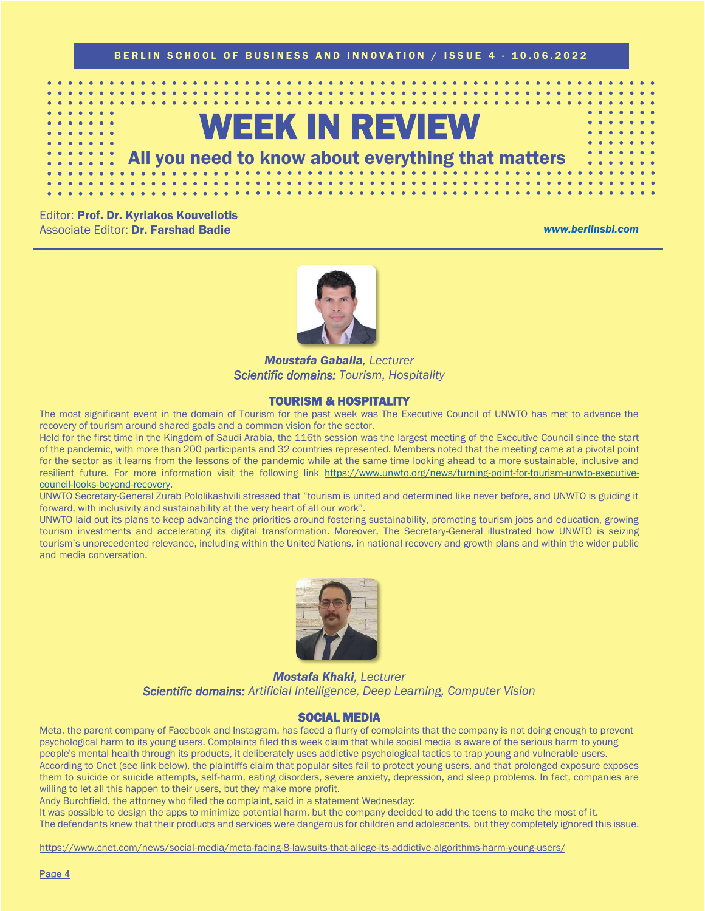# WEEK IN REVIEW

## All you need to know about everything that matters

Editor: **Prof. Dr. Kyriakos Kouveliotis**
Associate Editor: **Dr. Farshad Badie**

*www.berlinsbi.com*

***Moustafa Gaballa**, Lecturer*
***Scientific domains:** Tourism, Hospitality*

### TOURISM & HOSPITALITY

The most significant event in the domain of Tourism for the past week was The Executive Council of UNWTO has met to advance the recovery of tourism around shared goals and a common vision for the sector.

Held for the first time in the Kingdom of Saudi Arabia, the 116th session was the largest meeting of the Executive Council since the start of the pandemic, with more than 200 participants and 32 countries represented. Members noted that the meeting came at a pivotal point for the sector as it learns from the lessons of the pandemic while at the same time looking ahead to a more sustainable, inclusive and resilient future. For more information visit the following link https://www.unwto.org/news/turning-point-for-tourism-unwto-executive-council-looks-beyond-recovery.

UNWTO Secretary-General Zurab Pololikashvili stressed that "tourism is united and determined like never before, and UNWTO is guiding it forward, with inclusivity and sustainability at the very heart of all our work".

UNWTO laid out its plans to keep advancing the priorities around fostering sustainability, promoting tourism jobs and education, growing tourism investments and accelerating its digital transformation. Moreover, The Secretary-General illustrated how UNWTO is seizing tourism's unprecedented relevance, including within the United Nations, in national recovery and growth plans and within the wider public and media conversation.

***Mostafa Khaki**, Lecturer*
***Scientific domains:** Artificial Intelligence, Deep Learning, Computer Vision*

### SOCIAL MEDIA

Meta, the parent company of Facebook and Instagram, has faced a flurry of complaints that the company is not doing enough to prevent psychological harm to its young users. Complaints filed this week claim that while social media is aware of the serious harm to young people's mental health through its products, it deliberately uses addictive psychological tactics to trap young and vulnerable users.

According to Cnet (see link below), the plaintiffs claim that popular sites fail to protect young users, and that prolonged exposure exposes them to suicide or suicide attempts, self-harm, eating disorders, severe anxiety, depression, and sleep problems. In fact, companies are willing to let all this happen to their users, but they make more profit.

Andy Burchfield, the attorney who filed the complaint, said in a statement Wednesday:

It was possible to design the apps to minimize potential harm, but the company decided to add the teens to make the most of it.

The defendants knew that their products and services were dangerous for children and adolescents, but they completely ignored this issue.

https://www.cnet.com/news/social-media/meta-facing-8-lawsuits-that-allege-its-addictive-algorithms-harm-young-users/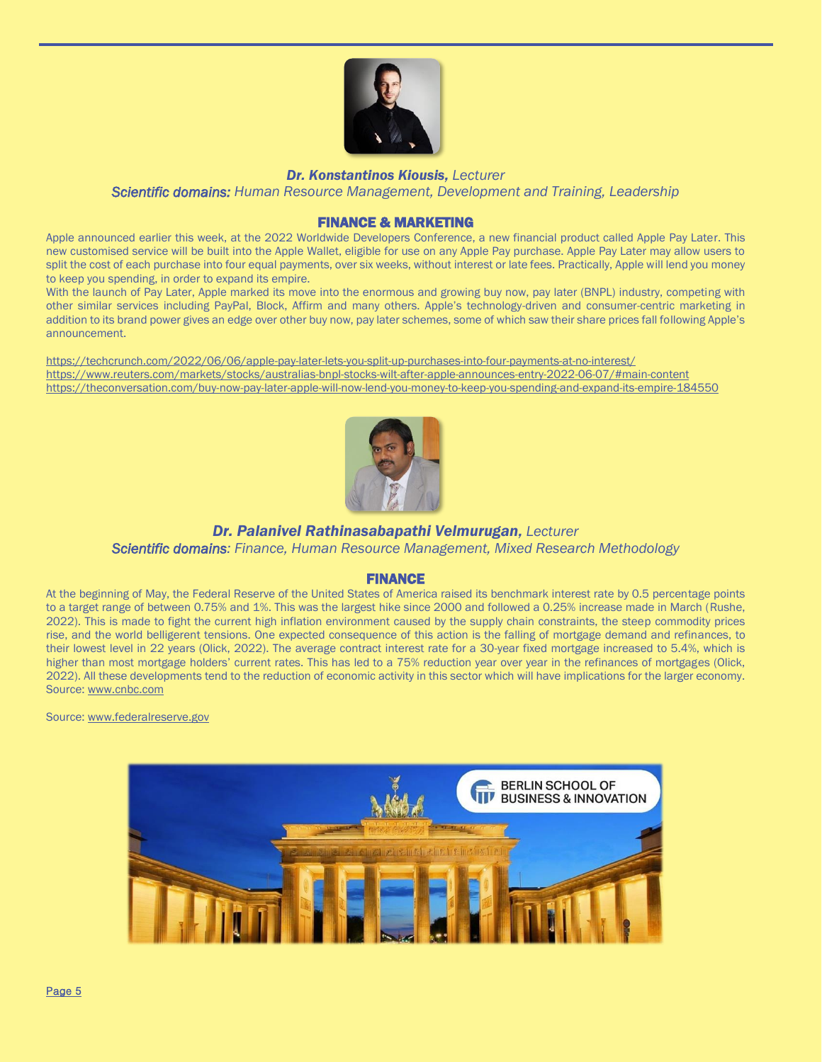***Dr. Konstantinos Kiousis,*** *Lecturer*

***Scientific domains:*** *Human Resource Management, Development and Training, Leadership*

## FINANCE & MARKETING

Apple announced earlier this week, at the 2022 Worldwide Developers Conference, a new financial product called Apple Pay Later. This new customised service will be built into the Apple Wallet, eligible for use on any Apple Pay purchase. Apple Pay Later may allow users to split the cost of each purchase into four equal payments, over six weeks, without interest or late fees. Practically, Apple will lend you money to keep you spending, in order to expand its empire.

With the launch of Pay Later, Apple marked its move into the enormous and growing buy now, pay later (BNPL) industry, competing with other similar services including PayPal, Block, Affirm and many others. Apple's technology-driven and consumer-centric marketing in addition to its brand power gives an edge over other buy now, pay later schemes, some of which saw their share prices fall following Apple's announcement.

https://techcrunch.com/2022/06/06/apple-pay-later-lets-you-split-up-purchases-into-four-payments-at-no-interest/
https://www.reuters.com/markets/stocks/australias-bnpl-stocks-wilt-after-apple-announces-entry-2022-06-07/#main-content
https://theconversation.com/buy-now-pay-later-apple-will-now-lend-you-money-to-keep-you-spending-and-expand-its-empire-184550

***Dr. Palanivel Rathinasabapathi Velmurugan,*** *Lecturer*

***Scientific domains:*** *Finance, Human Resource Management, Mixed Research Methodology*

## FINANCE

At the beginning of May, the Federal Reserve of the United States of America raised its benchmark interest rate by 0.5 percentage points to a target range of between 0.75% and 1%. This was the largest hike since 2000 and followed a 0.25% increase made in March (Rushe, 2022). This is made to fight the current high inflation environment caused by the supply chain constraints, the steep commodity prices rise, and the world belligerent tensions. One expected consequence of this action is the falling of mortgage demand and refinances, to their lowest level in 22 years (Olick, 2022). The average contract interest rate for a 30-year fixed mortgage increased to 5.4%, which is higher than most mortgage holders' current rates. This has led to a 75% reduction year over year in the refinances of mortgages (Olick, 2022). All these developments tend to the reduction of economic activity in this sector which will have implications for the larger economy. Source: www.cnbc.com

Source: www.federalreserve.gov

BERLIN SCHOOL OF BUSINESS & INNOVATION